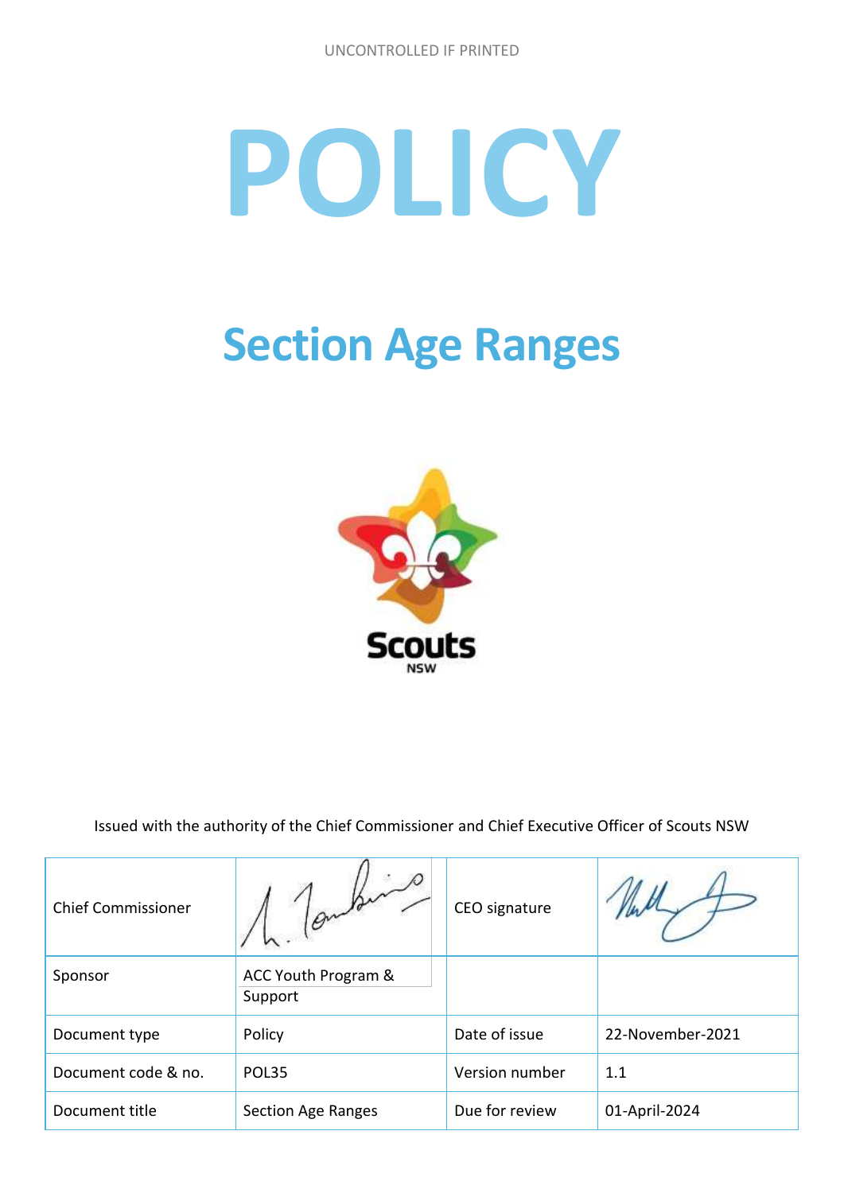UNCONTROLLED IF PRINTED

# POLICY

## Section Age Ranges

Issued with the authority of the Chief Commissioner and Chief Executive Officer of Scouts NSW

| Chief Commissioner | | CEO signature | |
|---|---|---|---|
| Sponsor | ACC Youth Program & Support | | |
| Document type | Policy | Date of issue | 22-November-2021 |
| Document code & no. | POL35 | Version number | 1.1 |
| Document title | Section Age Ranges | Due for review | 01-April-2024 |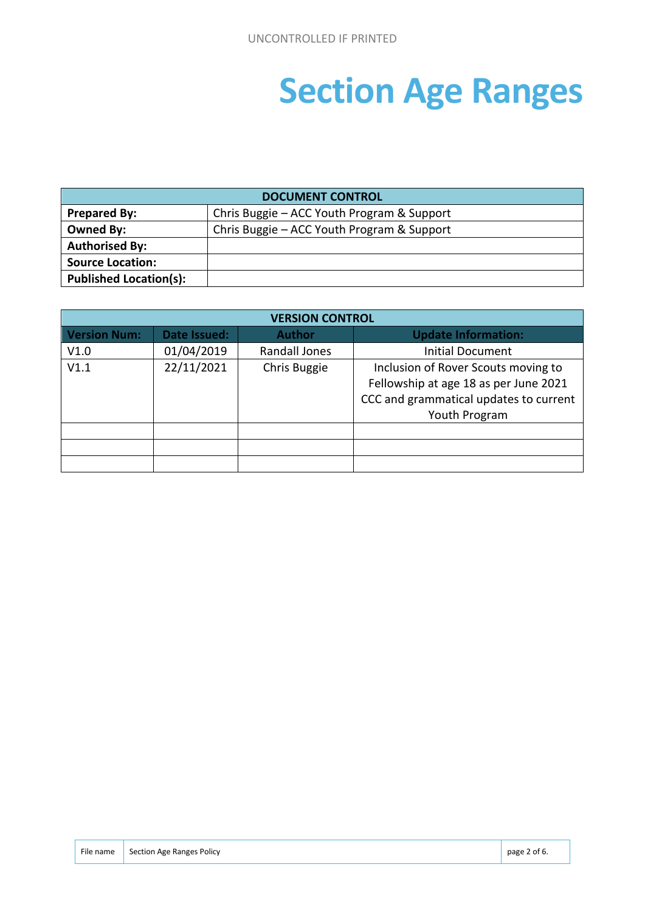# Section Age Ranges

| DOCUMENT CONTROL | |
|---|---|
| **Prepared By:** | Chris Buggie – ACC Youth Program & Support |
| **Owned By:** | Chris Buggie – ACC Youth Program & Support |
| **Authorised By:** | |
| **Source Location:** | |
| **Published Location(s):** | |

| VERSION CONTROL | | | |
|---|---|---|---|
| **Version Num:** | **Date Issued:** | **Author** | **Update Information:** |
| V1.0 | 01/04/2019 | Randall Jones | Initial Document |
| V1.1 | 22/11/2021 | Chris Buggie | Inclusion of Rover Scouts moving to Fellowship at age 18 as per June 2021 CCC and grammatical updates to current Youth Program |
| | | | |
| | | | |
| | | | |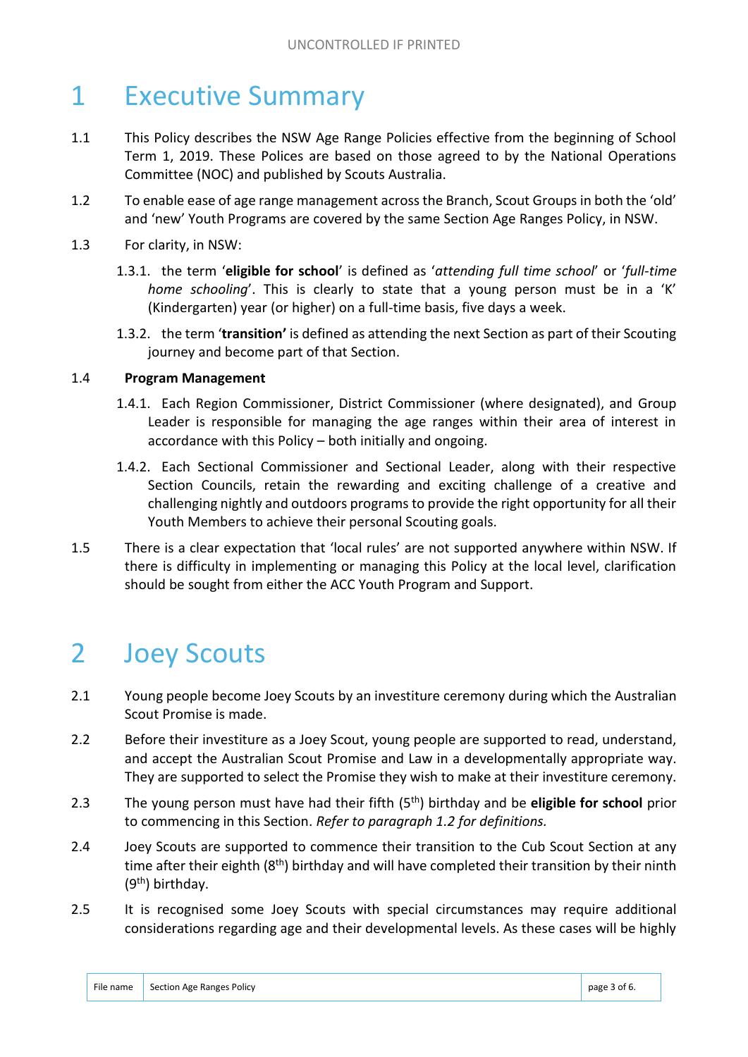# 1 Executive Summary

1.1 This Policy describes the NSW Age Range Policies effective from the beginning of School Term 1, 2019. These Polices are based on those agreed to by the National Operations Committee (NOC) and published by Scouts Australia.

1.2 To enable ease of age range management across the Branch, Scout Groups in both the 'old' and 'new' Youth Programs are covered by the same Section Age Ranges Policy, in NSW.

1.3 For clarity, in NSW:

1.3.1. the term '**eligible for school**' is defined as '*attending full time school*' or '*full-time home schooling*'. This is clearly to state that a young person must be in a 'K' (Kindergarten) year (or higher) on a full-time basis, five days a week.

1.3.2. the term '**transition'** is defined as attending the next Section as part of their Scouting journey and become part of that Section.

1.4 **Program Management**

1.4.1. Each Region Commissioner, District Commissioner (where designated), and Group Leader is responsible for managing the age ranges within their area of interest in accordance with this Policy – both initially and ongoing.

1.4.2. Each Sectional Commissioner and Sectional Leader, along with their respective Section Councils, retain the rewarding and exciting challenge of a creative and challenging nightly and outdoors programs to provide the right opportunity for all their Youth Members to achieve their personal Scouting goals.

1.5 There is a clear expectation that 'local rules' are not supported anywhere within NSW. If there is difficulty in implementing or managing this Policy at the local level, clarification should be sought from either the ACC Youth Program and Support.

# 2 Joey Scouts

2.1 Young people become Joey Scouts by an investiture ceremony during which the Australian Scout Promise is made.

2.2 Before their investiture as a Joey Scout, young people are supported to read, understand, and accept the Australian Scout Promise and Law in a developmentally appropriate way. They are supported to select the Promise they wish to make at their investiture ceremony.

2.3 The young person must have had their fifth (5th) birthday and be **eligible for school** prior to commencing in this Section. *Refer to paragraph 1.2 for definitions.*

2.4 Joey Scouts are supported to commence their transition to the Cub Scout Section at any time after their eighth (8th) birthday and will have completed their transition by their ninth (9th) birthday.

2.5 It is recognised some Joey Scouts with special circumstances may require additional considerations regarding age and their developmental levels. As these cases will be highly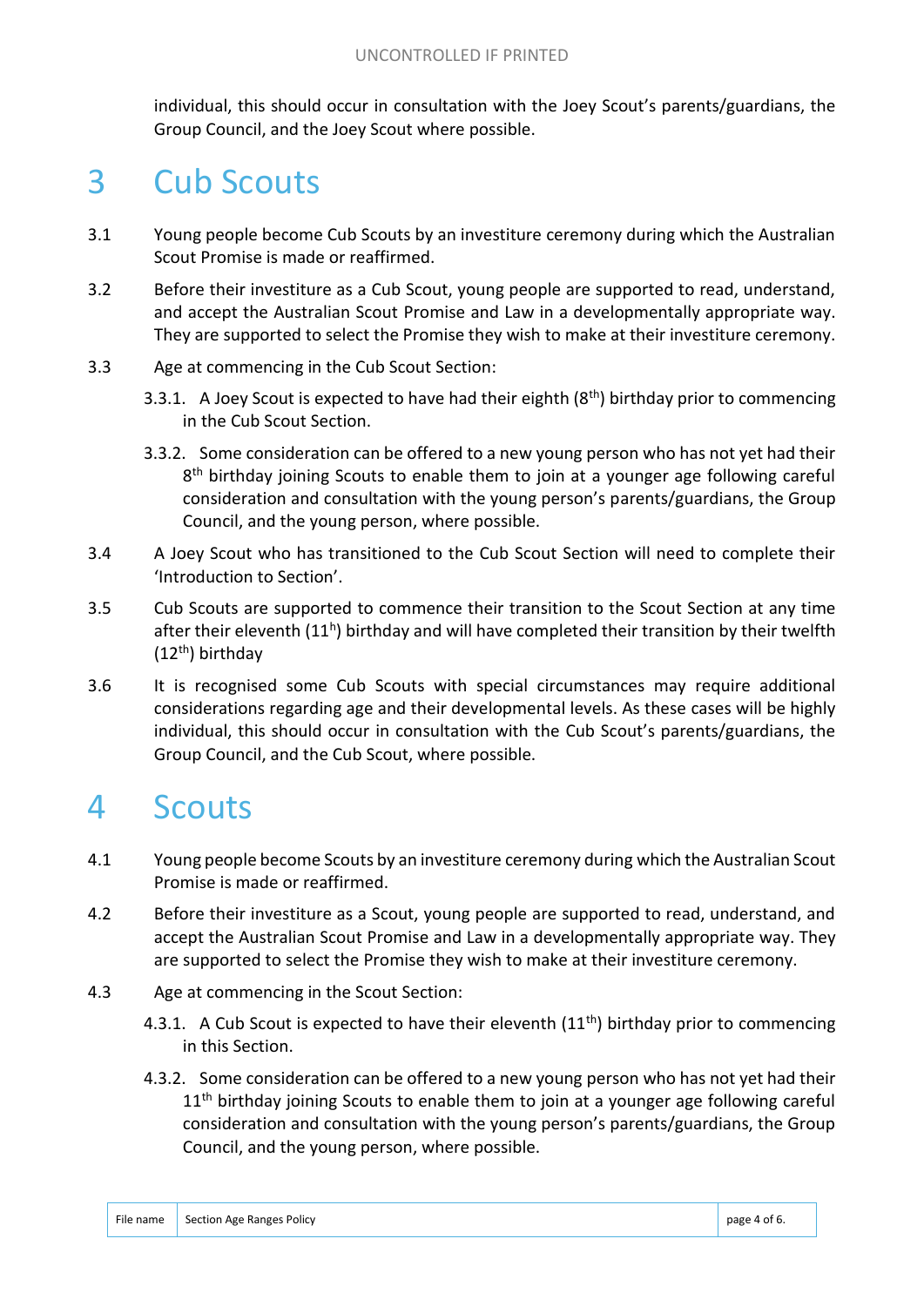individual, this should occur in consultation with the Joey Scout's parents/guardians, the Group Council, and the Joey Scout where possible.

# 3 Cub Scouts

3.1 Young people become Cub Scouts by an investiture ceremony during which the Australian Scout Promise is made or reaffirmed.

3.2 Before their investiture as a Cub Scout, young people are supported to read, understand, and accept the Australian Scout Promise and Law in a developmentally appropriate way. They are supported to select the Promise they wish to make at their investiture ceremony.

3.3 Age at commencing in the Cub Scout Section:

3.3.1. A Joey Scout is expected to have had their eighth (8th) birthday prior to commencing in the Cub Scout Section.

3.3.2. Some consideration can be offered to a new young person who has not yet had their 8th birthday joining Scouts to enable them to join at a younger age following careful consideration and consultation with the young person's parents/guardians, the Group Council, and the young person, where possible.

3.4 A Joey Scout who has transitioned to the Cub Scout Section will need to complete their 'Introduction to Section'.

3.5 Cub Scouts are supported to commence their transition to the Scout Section at any time after their eleventh (11h) birthday and will have completed their transition by their twelfth (12th) birthday

3.6 It is recognised some Cub Scouts with special circumstances may require additional considerations regarding age and their developmental levels. As these cases will be highly individual, this should occur in consultation with the Cub Scout's parents/guardians, the Group Council, and the Cub Scout, where possible.

# 4 Scouts

4.1 Young people become Scouts by an investiture ceremony during which the Australian Scout Promise is made or reaffirmed.

4.2 Before their investiture as a Scout, young people are supported to read, understand, and accept the Australian Scout Promise and Law in a developmentally appropriate way. They are supported to select the Promise they wish to make at their investiture ceremony.

4.3 Age at commencing in the Scout Section:

4.3.1. A Cub Scout is expected to have their eleventh (11th) birthday prior to commencing in this Section.

4.3.2. Some consideration can be offered to a new young person who has not yet had their 11th birthday joining Scouts to enable them to join at a younger age following careful consideration and consultation with the young person's parents/guardians, the Group Council, and the young person, where possible.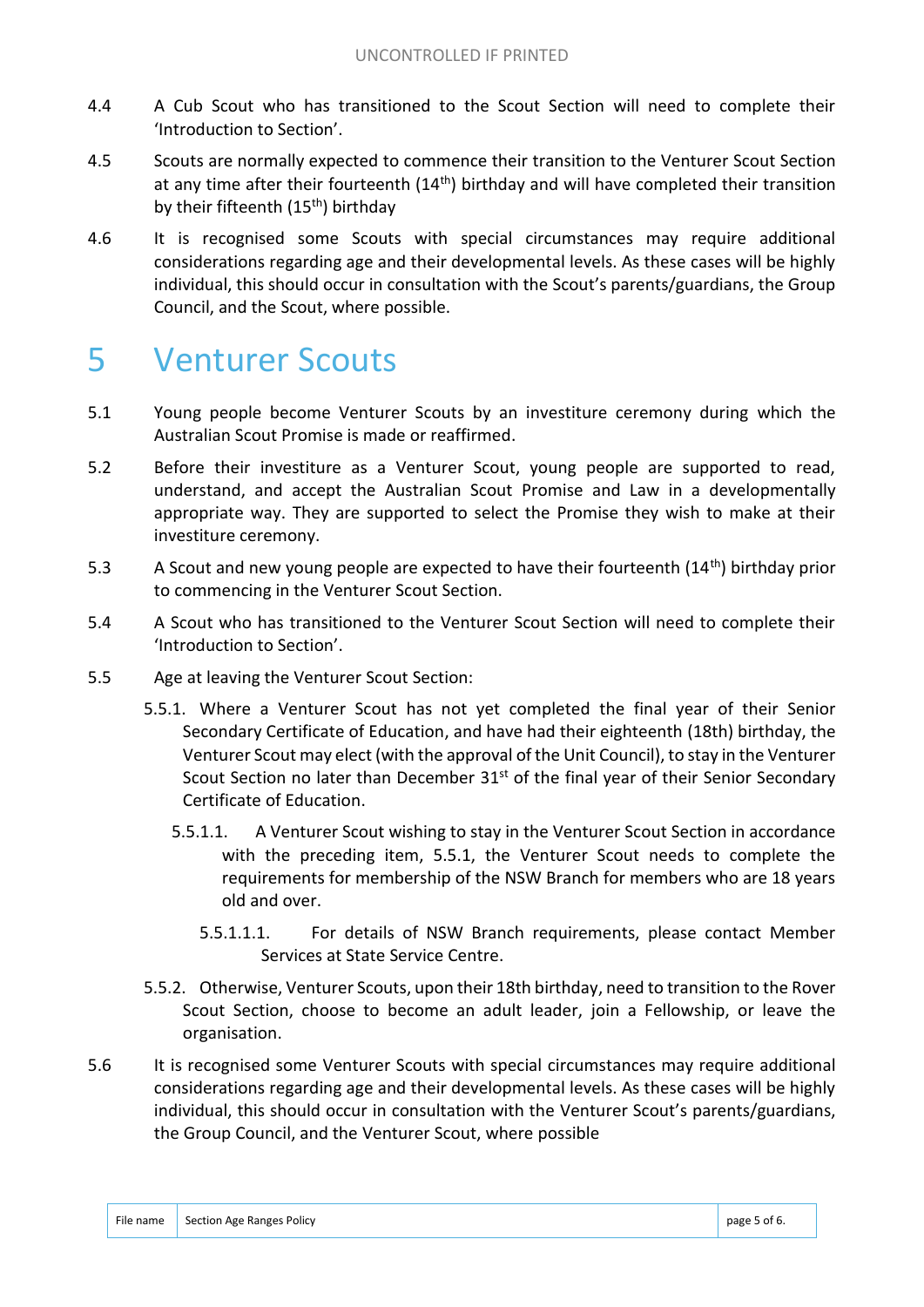4.4 A Cub Scout who has transitioned to the Scout Section will need to complete their 'Introduction to Section'.

4.5 Scouts are normally expected to commence their transition to the Venturer Scout Section at any time after their fourteenth (14th) birthday and will have completed their transition by their fifteenth (15th) birthday

4.6 It is recognised some Scouts with special circumstances may require additional considerations regarding age and their developmental levels. As these cases will be highly individual, this should occur in consultation with the Scout's parents/guardians, the Group Council, and the Scout, where possible.

# 5 Venturer Scouts

5.1 Young people become Venturer Scouts by an investiture ceremony during which the Australian Scout Promise is made or reaffirmed.

5.2 Before their investiture as a Venturer Scout, young people are supported to read, understand, and accept the Australian Scout Promise and Law in a developmentally appropriate way. They are supported to select the Promise they wish to make at their investiture ceremony.

5.3 A Scout and new young people are expected to have their fourteenth (14th) birthday prior to commencing in the Venturer Scout Section.

5.4 A Scout who has transitioned to the Venturer Scout Section will need to complete their 'Introduction to Section'.

5.5 Age at leaving the Venturer Scout Section:

- 5.5.1. Where a Venturer Scout has not yet completed the final year of their Senior Secondary Certificate of Education, and have had their eighteenth (18th) birthday, the Venturer Scout may elect (with the approval of the Unit Council), to stay in the Venturer Scout Section no later than December 31st of the final year of their Senior Secondary Certificate of Education.
  - 5.5.1.1. A Venturer Scout wishing to stay in the Venturer Scout Section in accordance with the preceding item, 5.5.1, the Venturer Scout needs to complete the requirements for membership of the NSW Branch for members who are 18 years old and over.
    - 5.5.1.1.1. For details of NSW Branch requirements, please contact Member Services at State Service Centre.
- 5.5.2. Otherwise, Venturer Scouts, upon their 18th birthday, need to transition to the Rover Scout Section, choose to become an adult leader, join a Fellowship, or leave the organisation.

5.6 It is recognised some Venturer Scouts with special circumstances may require additional considerations regarding age and their developmental levels. As these cases will be highly individual, this should occur in consultation with the Venturer Scout's parents/guardians, the Group Council, and the Venturer Scout, where possible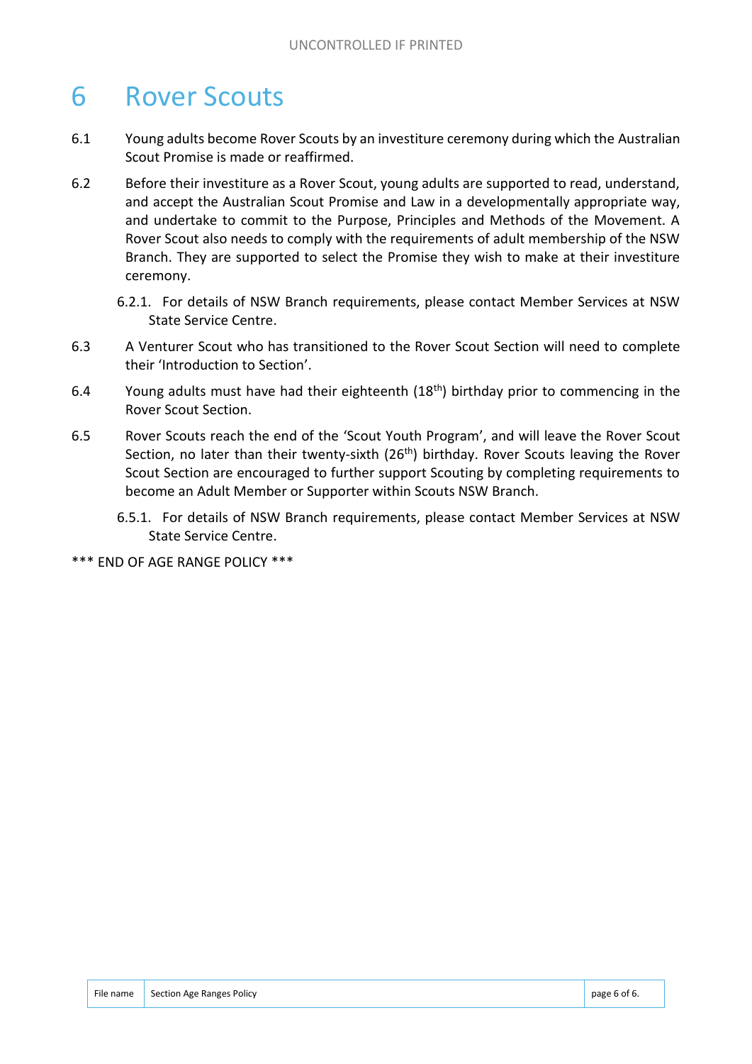# 6 Rover Scouts

6.1 Young adults become Rover Scouts by an investiture ceremony during which the Australian Scout Promise is made or reaffirmed.

6.2 Before their investiture as a Rover Scout, young adults are supported to read, understand, and accept the Australian Scout Promise and Law in a developmentally appropriate way, and undertake to commit to the Purpose, Principles and Methods of the Movement. A Rover Scout also needs to comply with the requirements of adult membership of the NSW Branch. They are supported to select the Promise they wish to make at their investiture ceremony.

6.2.1. For details of NSW Branch requirements, please contact Member Services at NSW State Service Centre.

6.3 A Venturer Scout who has transitioned to the Rover Scout Section will need to complete their 'Introduction to Section'.

6.4 Young adults must have had their eighteenth (18th) birthday prior to commencing in the Rover Scout Section.

6.5 Rover Scouts reach the end of the 'Scout Youth Program', and will leave the Rover Scout Section, no later than their twenty-sixth (26th) birthday. Rover Scouts leaving the Rover Scout Section are encouraged to further support Scouting by completing requirements to become an Adult Member or Supporter within Scouts NSW Branch.

6.5.1. For details of NSW Branch requirements, please contact Member Services at NSW State Service Centre.

*** END OF AGE RANGE POLICY ***